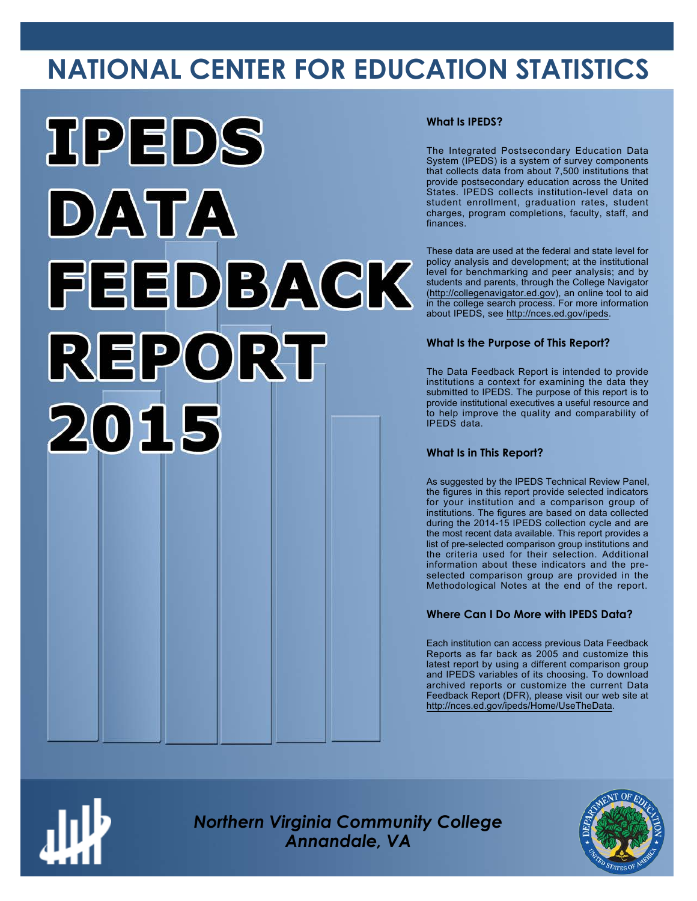# NATIONAL CENTER FOR EDUCATION STATISTICS

# IPEDS DATA FEEDBACK REPORT 2015

### What Is IPEDS?

The Integrated Postsecondary Education Data System (IPEDS) is a system of survey components that collects data from about 7,500 institutions that provide postsecondary education across the United States. IPEDS collects institution-level data on student enrollment, graduation rates, student charges, program completions, faculty, staff, and finances.

These data are used at the federal and state level for policy analysis and development; at the institutional level for benchmarking and peer analysis; and by students and parents, through the College Navigator (http://collegenavigator.ed.gov), an online tool to aid in the college search process. For more information about IPEDS, see http://nces.ed.gov/ipeds.

### What Is the Purpose of This Report?

The Data Feedback Report is intended to provide institutions a context for examining the data they submitted to IPEDS. The purpose of this report is to provide institutional executives a useful resource and to help improve the quality and comparability of IPEDS data.

### What Is in This Report?

As suggested by the IPEDS Technical Review Panel, the figures in this report provide selected indicators for your institution and a comparison group of institutions. The figures are based on data collected during the 2014-15 IPEDS collection cycle and are the most recent data available. This report provides a list of pre-selected comparison group institutions and the criteria used for their selection. Additional information about these indicators and the pre-selected comparison group are provided in the Methodological Notes at the end of the report.

### Where Can I Do More with IPEDS Data?

Each institution can access previous Data Feedback Reports as far back as 2005 and customize this latest report by using a different comparison group and IPEDS variables of its choosing. To download archived reports or customize the current Data Feedback Report (DFR), please visit our web site at http://nces.ed.gov/ipeds/Home/UseTheData.

*Northern Virginia Community College*
*Annandale, VA*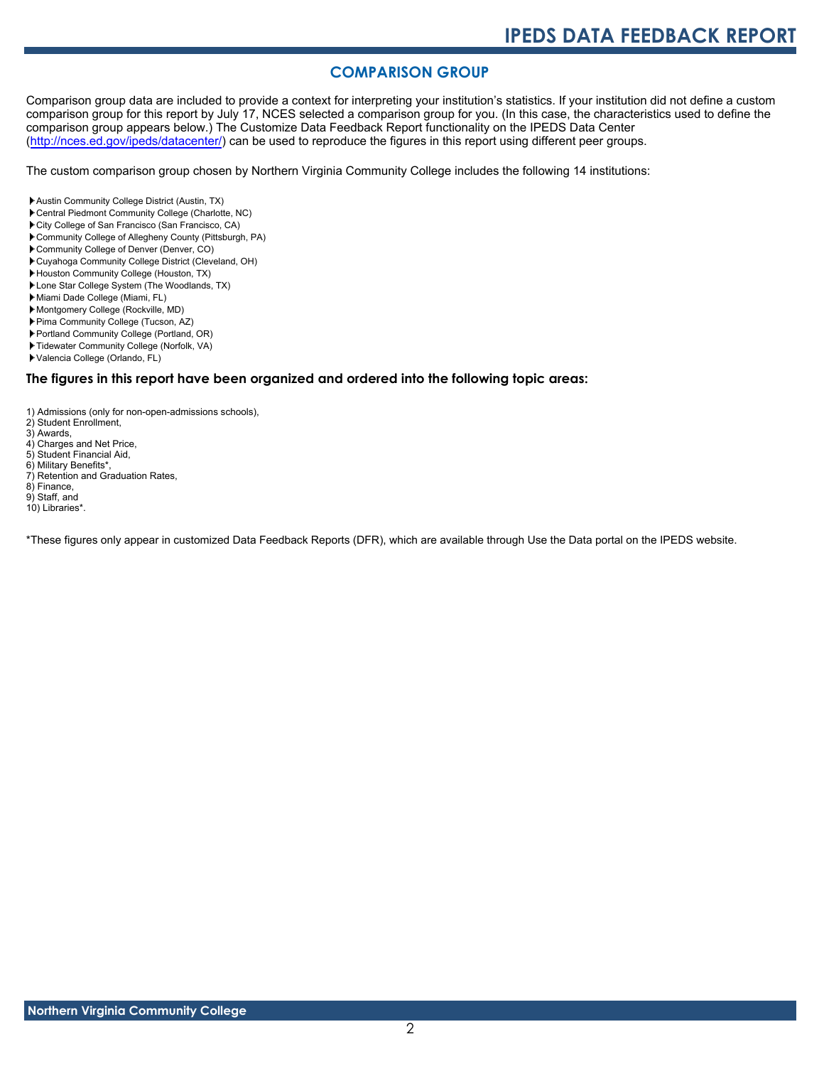## COMPARISON GROUP

Comparison group data are included to provide a context for interpreting your institution's statistics. If your institution did not define a custom comparison group for this report by July 17, NCES selected a comparison group for you. (In this case, the characteristics used to define the comparison group appears below.) The Customize Data Feedback Report functionality on the IPEDS Data Center (http://nces.ed.gov/ipeds/datacenter/) can be used to reproduce the figures in this report using different peer groups.

The custom comparison group chosen by Northern Virginia Community College includes the following 14 institutions:

- Austin Community College District (Austin, TX)
- Central Piedmont Community College (Charlotte, NC)
- City College of San Francisco (San Francisco, CA)
- Community College of Allegheny County (Pittsburgh, PA)
- Community College of Denver (Denver, CO)
- Cuyahoga Community College District (Cleveland, OH)
- Houston Community College (Houston, TX)
- Lone Star College System (The Woodlands, TX)
- Miami Dade College (Miami, FL)
- Montgomery College (Rockville, MD)
- Pima Community College (Tucson, AZ)
- Portland Community College (Portland, OR)
- Tidewater Community College (Norfolk, VA)
- Valencia College (Orlando, FL)

### The figures in this report have been organized and ordered into the following topic areas:

1) Admissions (only for non-open-admissions schools),
2) Student Enrollment,
3) Awards,
4) Charges and Net Price,
5) Student Financial Aid,
6) Military Benefits*,
7) Retention and Graduation Rates,
8) Finance,
9) Staff, and
10) Libraries*.

*These figures only appear in customized Data Feedback Reports (DFR), which are available through Use the Data portal on the IPEDS website.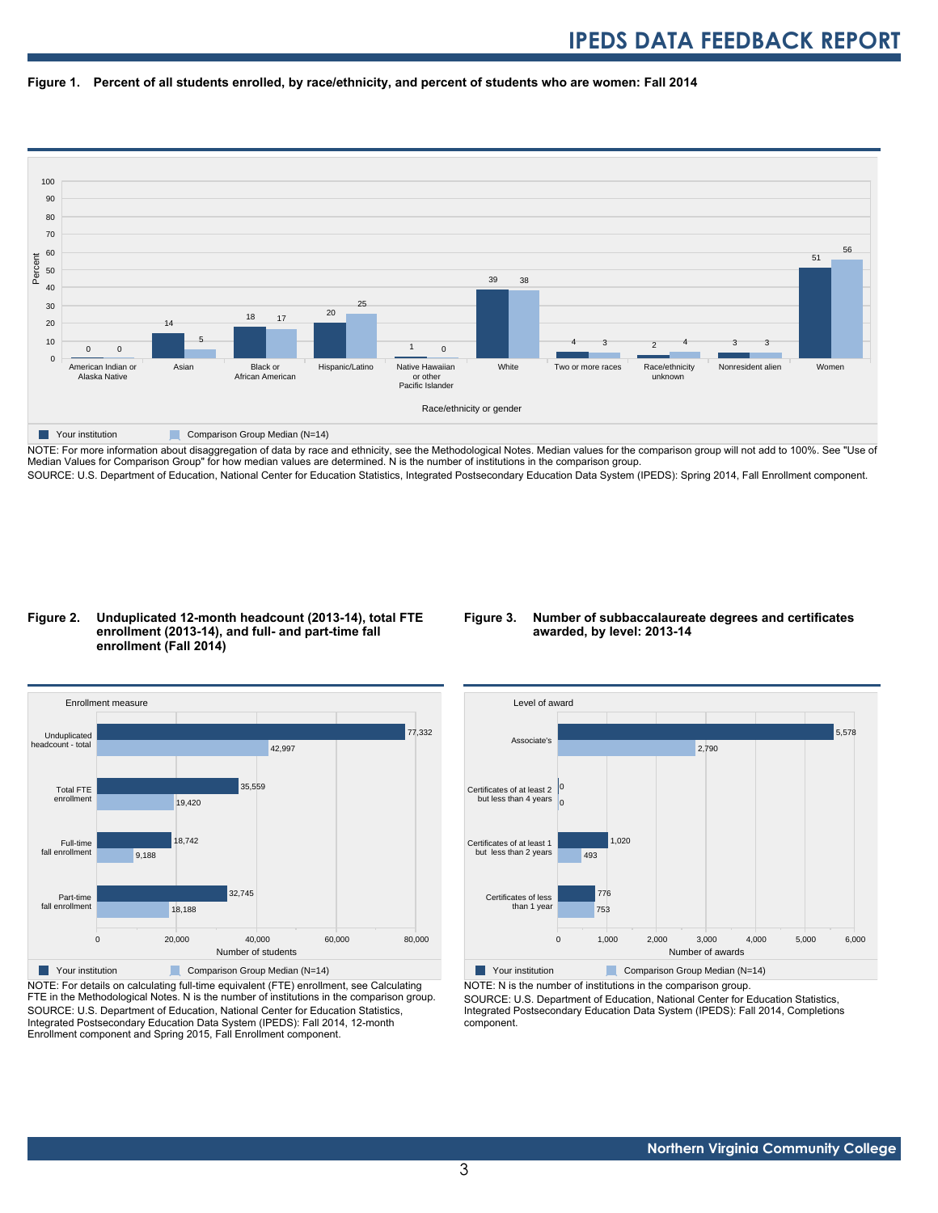**Figure 1. Percent of all students enrolled, by race/ethnicity, and percent of students who are women: Fall 2014**

| Race/ethnicity or gender | Your institution | Comparison Group Median (N=14) |
|---|---|---|
| American Indian or Alaska Native | 0 | 0 |
| Asian | 14 | 5 |
| Black or African American | 18 | 17 |
| Hispanic/Latino | 20 | 25 |
| Native Hawaiian or other Pacific Islander | 1 | 0 |
| White | 39 | 38 |
| Two or more races | 4 | 3 |
| Race/ethnicity unknown | 2 | 4 |
| Nonresident alien | 3 | 3 |
| Women | 51 | 56 |

NOTE: For more information about disaggregation of data by race and ethnicity, see the Methodological Notes. Median values for the comparison group will not add to 100%. See "Use of Median Values for Comparison Group" for how median values are determined. N is the number of institutions in the comparison group.
SOURCE: U.S. Department of Education, National Center for Education Statistics, Integrated Postsecondary Education Data System (IPEDS): Spring 2014, Fall Enrollment component.

**Figure 2. Unduplicated 12-month headcount (2013-14), total FTE enrollment (2013-14), and full- and part-time fall enrollment (Fall 2014)**

| Enrollment measure | Your institution | Comparison Group Median (N=14) |
|---|---|---|
| Unduplicated headcount - total | 77,332 | 42,997 |
| Total FTE enrollment | 35,559 | 19,420 |
| Full-time fall enrollment | 18,742 | 9,188 |
| Part-time fall enrollment | 32,745 | 18,188 |

NOTE: For details on calculating full-time equivalent (FTE) enrollment, see Calculating FTE in the Methodological Notes. N is the number of institutions in the comparison group.
SOURCE: U.S. Department of Education, National Center for Education Statistics, Integrated Postsecondary Education Data System (IPEDS): Fall 2014, 12-month Enrollment component and Spring 2015, Fall Enrollment component.

**Figure 3. Number of subbaccalaureate degrees and certificates awarded, by level: 2013-14**

| Level of award | Your institution | Comparison Group Median (N=14) |
|---|---|---|
| Associate's | 5,578 | 2,790 |
| Certificates of at least 2 but less than 4 years | 0 | 0 |
| Certificates of at least 1 but less than 2 years | 1,020 | 493 |
| Certificates of less than 1 year | 776 | 753 |

NOTE: N is the number of institutions in the comparison group.
SOURCE: U.S. Department of Education, National Center for Education Statistics, Integrated Postsecondary Education Data System (IPEDS): Fall 2014, Completions component.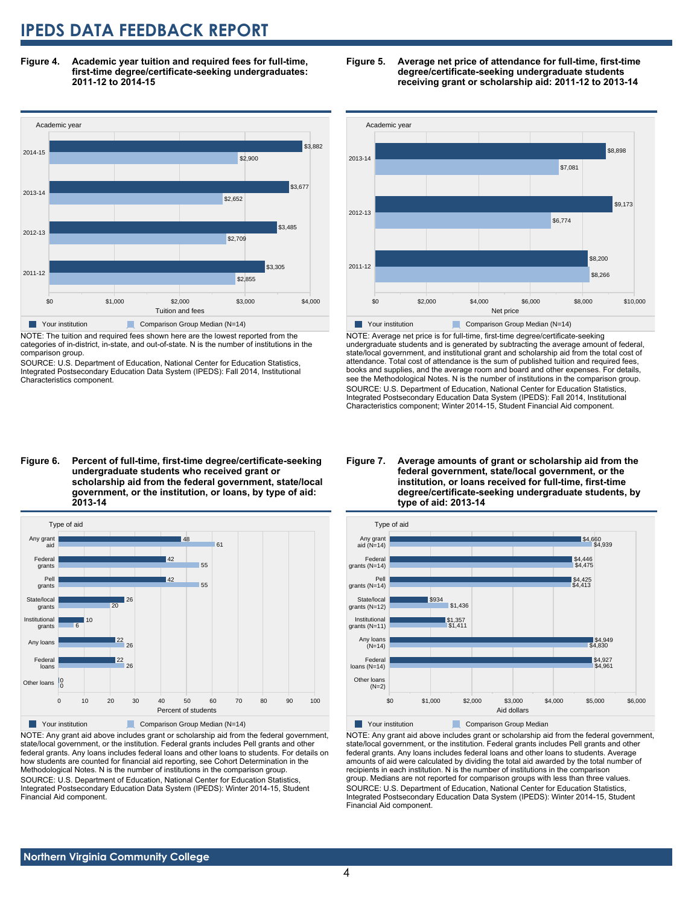**Figure 4. Academic year tuition and required fees for full-time, first-time degree/certificate-seeking undergraduates: 2011-12 to 2014-15**

| Academic year | Your institution | Comparison Group Median (N=14) |
|---|---|---|
| 2014-15 | $3,882 | $2,900 |
| 2013-14 | $3,677 | $2,652 |
| 2012-13 | $3,485 | $2,709 |
| 2011-12 | $3,305 | $2,855 |

NOTE: The tuition and required fees shown here are the lowest reported from the categories of in-district, in-state, and out-of-state. N is the number of institutions in the comparison group.

SOURCE: U.S. Department of Education, National Center for Education Statistics, Integrated Postsecondary Education Data System (IPEDS): Fall 2014, Institutional Characteristics component.

**Figure 5. Average net price of attendance for full-time, first-time degree/certificate-seeking undergraduate students receiving grant or scholarship aid: 2011-12 to 2013-14**

| Academic year | Your institution | Comparison Group Median (N=14) |
|---|---|---|
| 2013-14 | $8,898 | $7,081 |
| 2012-13 | $9,173 | $6,774 |
| 2011-12 | $8,200 | $8,266 |

NOTE: Average net price is for full-time, first-time degree/certificate-seeking undergraduate students and is generated by subtracting the average amount of federal, state/local government, and institutional grant and scholarship aid from the total cost of attendance. Total cost of attendance is the sum of published tuition and required fees, books and supplies, and the average room and board and other expenses. For details, see the Methodological Notes. N is the number of institutions in the comparison group.

SOURCE: U.S. Department of Education, National Center for Education Statistics, Integrated Postsecondary Education Data System (IPEDS): Fall 2014, Institutional Characteristics component; Winter 2014-15, Student Financial Aid component.

**Figure 6. Percent of full-time, first-time degree/certificate-seeking undergraduate students who received grant or scholarship aid from the federal government, state/local government, or the institution, or loans, by type of aid: 2013-14**

| Type of aid | Your institution | Comparison Group Median (N=14) |
|---|---|---|
| Any grant aid | 48 | 61 |
| Federal grants | 42 | 55 |
| Pell grants | 42 | 55 |
| State/local grants | 26 | 20 |
| Institutional grants | 10 | 6 |
| Any loans | 22 | 26 |
| Federal loans | 22 | 26 |
| Other loans | 0 | 0 |

NOTE: Any grant aid above includes grant or scholarship aid from the federal government, state/local government, or the institution. Federal grants includes Pell grants and other federal grants. Any loans includes federal loans and other loans to students. For details on how students are counted for financial aid reporting, see Cohort Determination in the Methodological Notes. N is the number of institutions in the comparison group.

SOURCE: U.S. Department of Education, National Center for Education Statistics, Integrated Postsecondary Education Data System (IPEDS): Winter 2014-15, Student Financial Aid component.

**Figure 7. Average amounts of grant or scholarship aid from the federal government, state/local government, or the institution, or loans received for full-time, first-time degree/certificate-seeking undergraduate students, by type of aid: 2013-14**

| Type of aid | Your institution | Comparison Group Median |
|---|---|---|
| Any grant aid (N=14) | $4,660 | $4,939 |
| Federal grants (N=14) | $4,446 | $4,475 |
| Pell grants (N=14) | $4,425 | $4,413 |
| State/local grants (N=12) | $934 | $1,436 |
| Institutional grants (N=11) | $1,357 | $1,411 |
| Any loans (N=14) | $4,949 | $4,830 |
| Federal loans (N=14) | $4,927 | $4,961 |
| Other loans (N=2) | | |

NOTE: Any grant aid above includes grant or scholarship aid from the federal government, state/local government, or the institution. Federal grants includes Pell grants and other federal grants. Any loans includes federal loans and other loans to students. Average amounts of aid were calculated by dividing the total aid awarded by the total number of recipients in each institution. N is the number of institutions in the comparison group. Medians are not reported for comparison groups with less than three values.

SOURCE: U.S. Department of Education, National Center for Education Statistics, Integrated Postsecondary Education Data System (IPEDS): Winter 2014-15, Student Financial Aid component.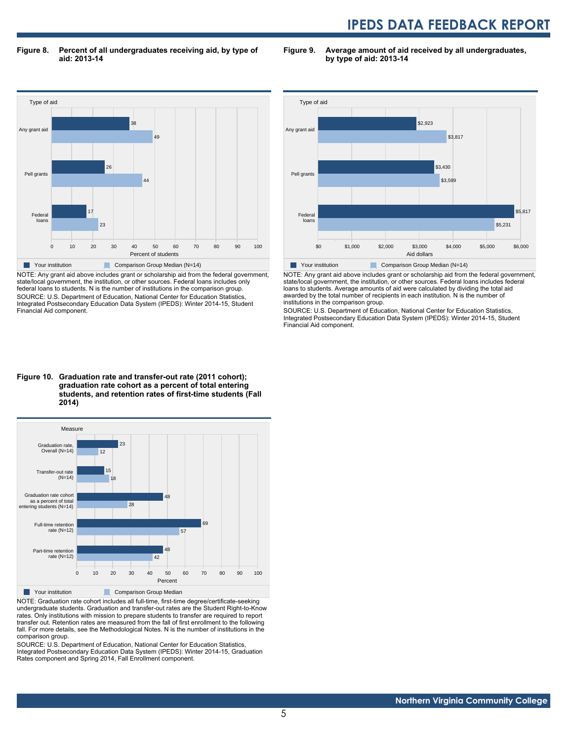**Figure 8. Percent of all undergraduates receiving aid, by type of aid: 2013-14**

| Type of aid | Your institution | Comparison Group Median (N=14) |
|---|---|---|
| Any grant aid | 38 | 49 |
| Pell grants | 26 | 44 |
| Federal loans | 17 | 23 |

Percent of students

NOTE: Any grant aid above includes grant or scholarship aid from the federal government, state/local government, the institution, or other sources. Federal loans includes only federal loans to students. N is the number of institutions in the comparison group.
SOURCE: U.S. Department of Education, National Center for Education Statistics, Integrated Postsecondary Education Data System (IPEDS): Winter 2014-15, Student Financial Aid component.

**Figure 9. Average amount of aid received by all undergraduates, by type of aid: 2013-14**

| Type of aid | Your institution | Comparison Group Median (N=14) |
|---|---|---|
| Any grant aid | $2,923 | $3,817 |
| Pell grants | $3,430 | $3,599 |
| Federal loans | $5,817 | $5,231 |

Aid dollars

NOTE: Any grant aid above includes grant or scholarship aid from the federal government, state/local government, the institution, or other sources. Federal loans includes federal loans to students. Average amounts of aid were calculated by dividing the total aid awarded by the total number of recipients in each institution. N is the number of institutions in the comparison group.
SOURCE: U.S. Department of Education, National Center for Education Statistics, Integrated Postsecondary Education Data System (IPEDS): Winter 2014-15, Student Financial Aid component.

**Figure 10. Graduation rate and transfer-out rate (2011 cohort); graduation rate cohort as a percent of total entering students, and retention rates of first-time students (Fall 2014)**

| Measure | Your institution | Comparison Group Median |
|---|---|---|
| Graduation rate, Overall (N=14) | 23 | 12 |
| Transfer-out rate (N=14) | 15 | 18 |
| Graduation rate cohort as a percent of total entering students (N=14) | 48 | 28 |
| Full-time retention rate (N=12) | 69 | 57 |
| Part-time retention rate (N=12) | 48 | 42 |

Percent

NOTE: Graduation rate cohort includes all full-time, first-time degree/certificate-seeking undergraduate students. Graduation and transfer-out rates are the Student Right-to-Know rates. Only institutions with mission to prepare students to transfer are required to report transfer out. Retention rates are measured from the fall of first enrollment to the following fall. For more details, see the Methodological Notes. N is the number of institutions in the comparison group.
SOURCE: U.S. Department of Education, National Center for Education Statistics, Integrated Postsecondary Education Data System (IPEDS): Winter 2014-15, Graduation Rates component and Spring 2014, Fall Enrollment component.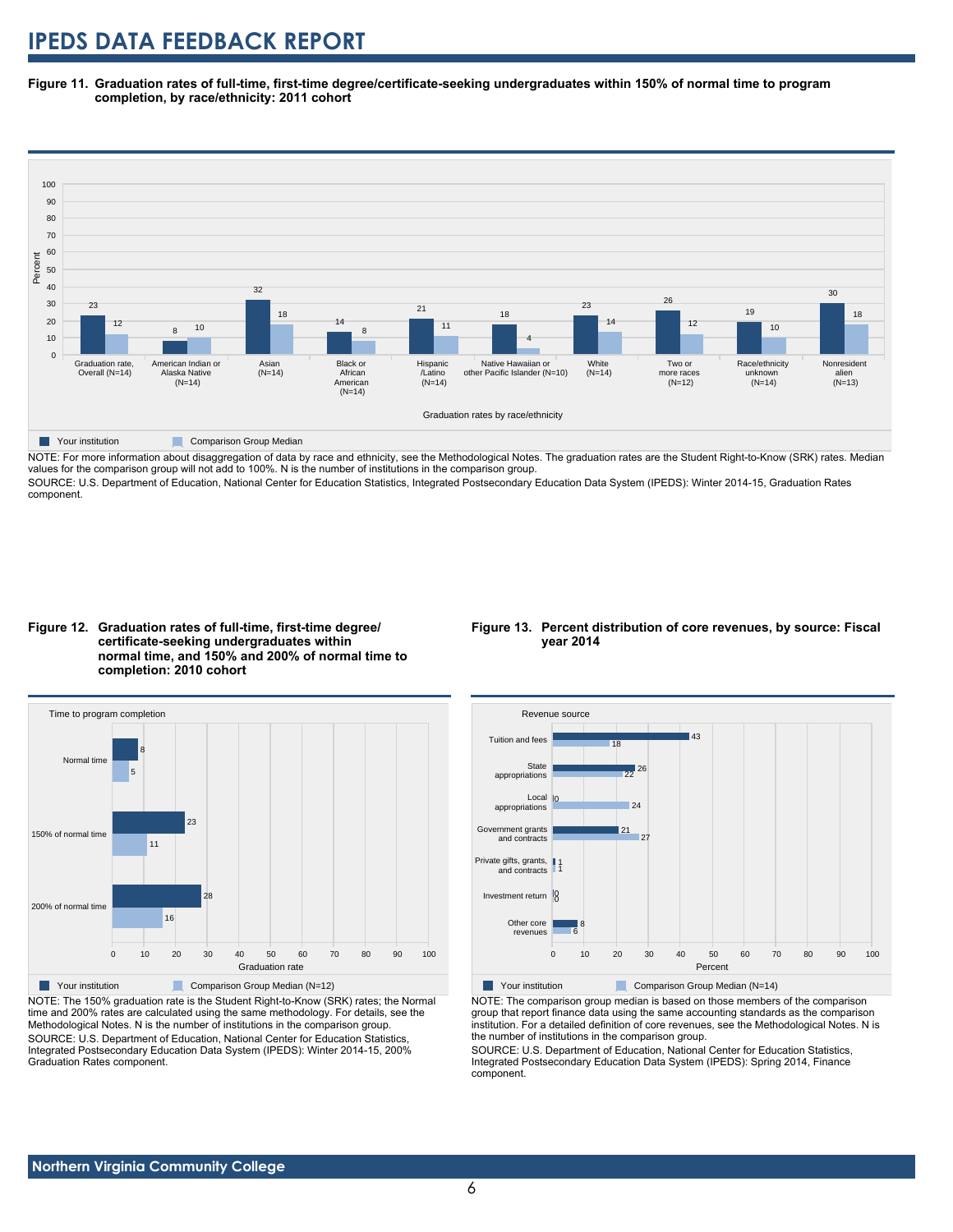# IPEDS DATA FEEDBACK REPORT

**Figure 11. Graduation rates of full-time, first-time degree/certificate-seeking undergraduates within 150% of normal time to program completion, by race/ethnicity: 2011 cohort**

| Graduation rates by race/ethnicity | Your institution | Comparison Group Median |
|---|---|---|
| Graduation rate, Overall (N=14) | 23 | 12 |
| American Indian or Alaska Native (N=14) | 8 | 10 |
| Asian (N=14) | 32 | 18 |
| Black or African American (N=14) | 14 | 8 |
| Hispanic/Latino (N=14) | 21 | 11 |
| Native Hawaiian or other Pacific Islander (N=10) | 18 | 4 |
| White (N=14) | 23 | 14 |
| Two or more races (N=12) | 26 | 12 |
| Race/ethnicity unknown (N=14) | 19 | 10 |
| Nonresident alien (N=13) | 30 | 18 |

NOTE: For more information about disaggregation of data by race and ethnicity, see the Methodological Notes. The graduation rates are the Student Right-to-Know (SRK) rates. Median values for the comparison group will not add to 100%. N is the number of institutions in the comparison group.

SOURCE: U.S. Department of Education, National Center for Education Statistics, Integrated Postsecondary Education Data System (IPEDS): Winter 2014-15, Graduation Rates component.

**Figure 12. Graduation rates of full-time, first-time degree/certificate-seeking undergraduates within normal time, and 150% and 200% of normal time to completion: 2010 cohort**

| Time to program completion | Your institution | Comparison Group Median (N=12) |
|---|---|---|
| Normal time | 8 | 5 |
| 150% of normal time | 23 | 11 |
| 200% of normal time | 28 | 16 |

NOTE: The 150% graduation rate is the Student Right-to-Know (SRK) rates; the Normal time and 200% rates are calculated using the same methodology. For details, see the Methodological Notes. N is the number of institutions in the comparison group.

SOURCE: U.S. Department of Education, National Center for Education Statistics, Integrated Postsecondary Education Data System (IPEDS): Winter 2014-15, 200% Graduation Rates component.

**Figure 13. Percent distribution of core revenues, by source: Fiscal year 2014**

| Revenue source | Your institution | Comparison Group Median (N=14) |
|---|---|---|
| Tuition and fees | 43 | 18 |
| State appropriations | 26 | 22 |
| Local appropriations | 0 | 24 |
| Government grants and contracts | 21 | 27 |
| Private gifts, grants, and contracts | 1 | 1 |
| Investment return | 0 | 0 |
| Other core revenues | 8 | 6 |

NOTE: The comparison group median is based on those members of the comparison group that report finance data using the same accounting standards as the comparison institution. For a detailed definition of core revenues, see the Methodological Notes. N is the number of institutions in the comparison group.

SOURCE: U.S. Department of Education, National Center for Education Statistics, Integrated Postsecondary Education Data System (IPEDS): Spring 2014, Finance component.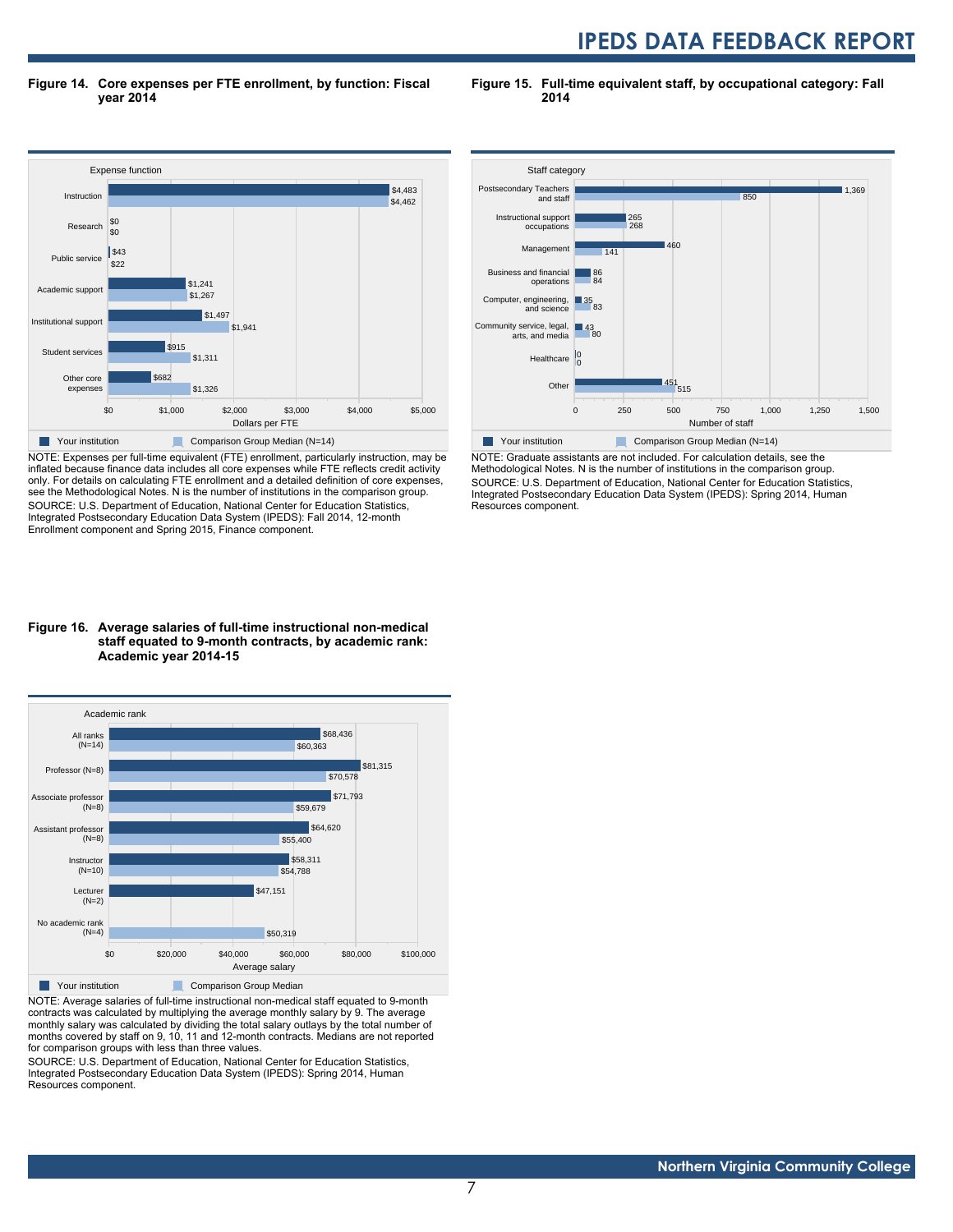**Figure 14. Core expenses per FTE enrollment, by function: Fiscal year 2014**

| Expense function | Your institution | Comparison Group Median (N=14) |
|---|---|---|
| Instruction | $4,483 | $4,462 |
| Research | $0 | $0 |
| Public service | $43 | $22 |
| Academic support | $1,241 | $1,267 |
| Institutional support | $1,497 | $1,941 |
| Student services | $915 | $1,311 |
| Other core expenses | $682 | $1,326 |

NOTE: Expenses per full-time equivalent (FTE) enrollment, particularly instruction, may be inflated because finance data includes all core expenses while FTE reflects credit activity only. For details on calculating FTE enrollment and a detailed definition of core expenses, see the Methodological Notes. N is the number of institutions in the comparison group.
SOURCE: U.S. Department of Education, National Center for Education Statistics, Integrated Postsecondary Education Data System (IPEDS): Fall 2014, 12-month Enrollment component and Spring 2015, Finance component.

**Figure 15. Full-time equivalent staff, by occupational category: Fall 2014**

| Staff category | Your institution | Comparison Group Median (N=14) |
|---|---|---|
| Postsecondary Teachers and staff | 1,369 | 850 |
| Instructional support occupations | 265 | 268 |
| Management | 460 | 141 |
| Business and financial operations | 86 | 84 |
| Computer, engineering, and science | 35 | 83 |
| Community service, legal, arts, and media | 43 | 80 |
| Healthcare | 0 | 0 |
| Other | 451 | 515 |

NOTE: Graduate assistants are not included. For calculation details, see the Methodological Notes. N is the number of institutions in the comparison group.
SOURCE: U.S. Department of Education, National Center for Education Statistics, Integrated Postsecondary Education Data System (IPEDS): Spring 2014, Human Resources component.

**Figure 16. Average salaries of full-time instructional non-medical staff equated to 9-month contracts, by academic rank: Academic year 2014-15**

| Academic rank | Your institution | Comparison Group Median |
|---|---|---|
| All ranks (N=14) | $68,436 | $60,363 |
| Professor (N=8) | $81,315 | $70,578 |
| Associate professor (N=8) | $71,793 | $59,679 |
| Assistant professor (N=8) | $64,620 | $55,400 |
| Instructor (N=10) | $58,311 | $54,788 |
| Lecturer (N=2) | $47,151 | |
| No academic rank (N=4) | | $50,319 |

NOTE: Average salaries of full-time instructional non-medical staff equated to 9-month contracts was calculated by multiplying the average monthly salary by 9. The average monthly salary was calculated by dividing the total salary outlays by the total number of months covered by staff on 9, 10, 11 and 12-month contracts. Medians are not reported for comparison groups with less than three values.
SOURCE: U.S. Department of Education, National Center for Education Statistics, Integrated Postsecondary Education Data System (IPEDS): Spring 2014, Human Resources component.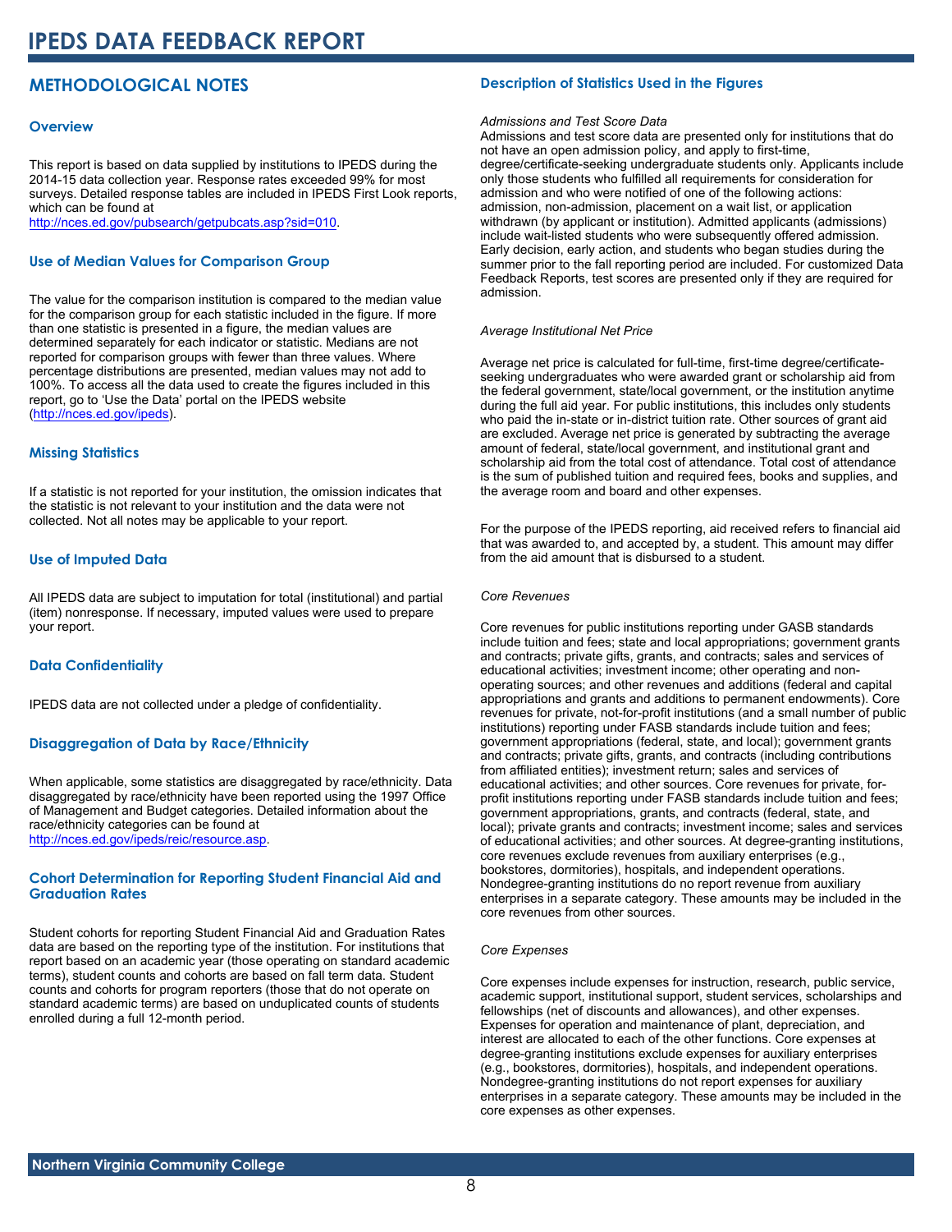# IPEDS DATA FEEDBACK REPORT

## METHODOLOGICAL NOTES

### Overview

This report is based on data supplied by institutions to IPEDS during the 2014-15 data collection year. Response rates exceeded 99% for most surveys. Detailed response tables are included in IPEDS First Look reports, which can be found at http://nces.ed.gov/pubsearch/getpubcats.asp?sid=010.

### Use of Median Values for Comparison Group

The value for the comparison institution is compared to the median value for the comparison group for each statistic included in the figure. If more than one statistic is presented in a figure, the median values are determined separately for each indicator or statistic. Medians are not reported for comparison groups with fewer than three values. Where percentage distributions are presented, median values may not add to 100%. To access all the data used to create the figures included in this report, go to 'Use the Data' portal on the IPEDS website (http://nces.ed.gov/ipeds).

### Missing Statistics

If a statistic is not reported for your institution, the omission indicates that the statistic is not relevant to your institution and the data were not collected. Not all notes may be applicable to your report.

### Use of Imputed Data

All IPEDS data are subject to imputation for total (institutional) and partial (item) nonresponse. If necessary, imputed values were used to prepare your report.

### Data Confidentiality

IPEDS data are not collected under a pledge of confidentiality.

### Disaggregation of Data by Race/Ethnicity

When applicable, some statistics are disaggregated by race/ethnicity. Data disaggregated by race/ethnicity have been reported using the 1997 Office of Management and Budget categories. Detailed information about the race/ethnicity categories can be found at http://nces.ed.gov/ipeds/reic/resource.asp.

### Cohort Determination for Reporting Student Financial Aid and Graduation Rates

Student cohorts for reporting Student Financial Aid and Graduation Rates data are based on the reporting type of the institution. For institutions that report based on an academic year (those operating on standard academic terms), student counts and cohorts are based on fall term data. Student counts and cohorts for program reporters (those that do not operate on standard academic terms) are based on unduplicated counts of students enrolled during a full 12-month period.

### Description of Statistics Used in the Figures

*Admissions and Test Score Data*

Admissions and test score data are presented only for institutions that do not have an open admission policy, and apply to first-time, degree/certificate-seeking undergraduate students only. Applicants include only those students who fulfilled all requirements for consideration for admission and who were notified of one of the following actions: admission, non-admission, placement on a wait list, or application withdrawn (by applicant or institution). Admitted applicants (admissions) include wait-listed students who were subsequently offered admission. Early decision, early action, and students who began studies during the summer prior to the fall reporting period are included. For customized Data Feedback Reports, test scores are presented only if they are required for admission.

*Average Institutional Net Price*

Average net price is calculated for full-time, first-time degree/certificate-seeking undergraduates who were awarded grant or scholarship aid from the federal government, state/local government, or the institution anytime during the full aid year. For public institutions, this includes only students who paid the in-state or in-district tuition rate. Other sources of grant aid are excluded. Average net price is generated by subtracting the average amount of federal, state/local government, and institutional grant and scholarship aid from the total cost of attendance. Total cost of attendance is the sum of published tuition and required fees, books and supplies, and the average room and board and other expenses.

For the purpose of the IPEDS reporting, aid received refers to financial aid that was awarded to, and accepted by, a student. This amount may differ from the aid amount that is disbursed to a student.

*Core Revenues*

Core revenues for public institutions reporting under GASB standards include tuition and fees; state and local appropriations; government grants and contracts; private gifts, grants, and contracts; sales and services of educational activities; investment income; other operating and non-operating sources; and other revenues and additions (federal and capital appropriations and grants and additions to permanent endowments). Core revenues for private, not-for-profit institutions (and a small number of public institutions) reporting under FASB standards include tuition and fees; government appropriations (federal, state, and local); government grants and contracts; private gifts, grants, and contracts (including contributions from affiliated entities); investment return; sales and services of educational activities; and other sources. Core revenues for private, for-profit institutions reporting under FASB standards include tuition and fees; government appropriations, grants, and contracts (federal, state, and local); private grants and contracts; investment income; sales and services of educational activities; and other sources. At degree-granting institutions, core revenues exclude revenues from auxiliary enterprises (e.g., bookstores, dormitories), hospitals, and independent operations. Nondegree-granting institutions do no report revenue from auxiliary enterprises in a separate category. These amounts may be included in the core revenues from other sources.

*Core Expenses*

Core expenses include expenses for instruction, research, public service, academic support, institutional support, student services, scholarships and fellowships (net of discounts and allowances), and other expenses. Expenses for operation and maintenance of plant, depreciation, and interest are allocated to each of the other functions. Core expenses at degree-granting institutions exclude expenses for auxiliary enterprises (e.g., bookstores, dormitories), hospitals, and independent operations. Nondegree-granting institutions do not report expenses for auxiliary enterprises in a separate category. These amounts may be included in the core expenses as other expenses.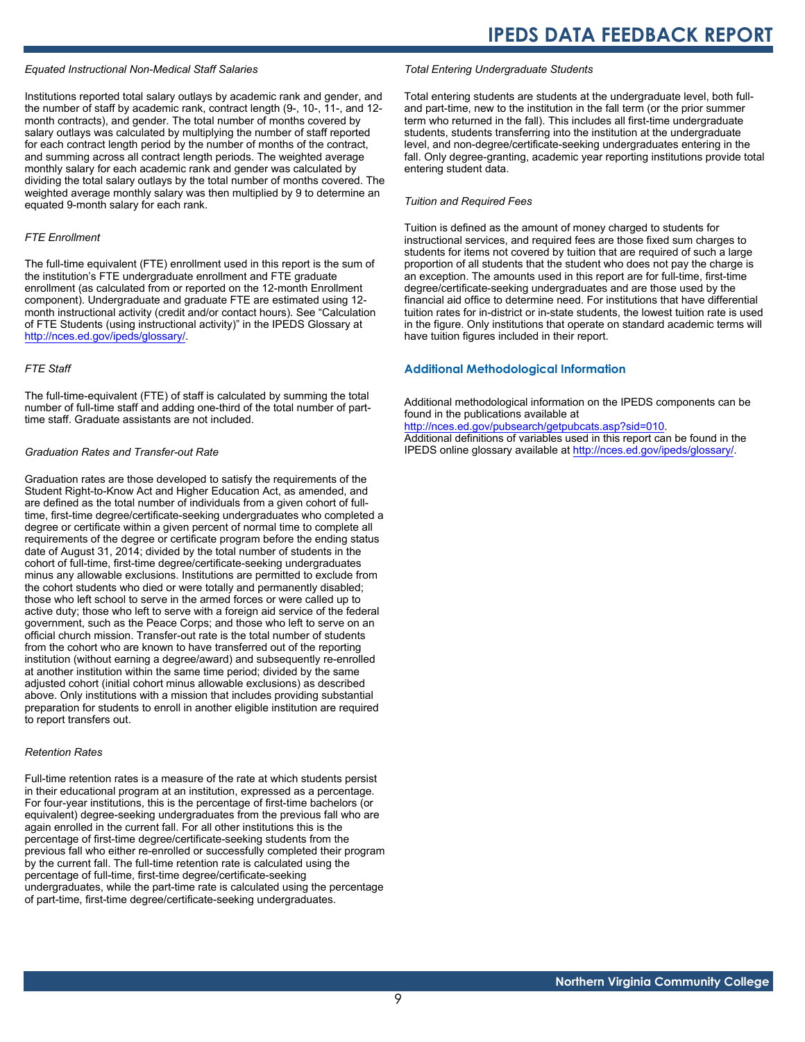*Equated Instructional Non-Medical Staff Salaries*

Institutions reported total salary outlays by academic rank and gender, and the number of staff by academic rank, contract length (9-, 10-, 11-, and 12-month contracts), and gender. The total number of months covered by salary outlays was calculated by multiplying the number of staff reported for each contract length period by the number of months of the contract, and summing across all contract length periods. The weighted average monthly salary for each academic rank and gender was calculated by dividing the total salary outlays by the total number of months covered. The weighted average monthly salary was then multiplied by 9 to determine an equated 9-month salary for each rank.

*FTE Enrollment*

The full-time equivalent (FTE) enrollment used in this report is the sum of the institution's FTE undergraduate enrollment and FTE graduate enrollment (as calculated from or reported on the 12-month Enrollment component). Undergraduate and graduate FTE are estimated using 12-month instructional activity (credit and/or contact hours). See "Calculation of FTE Students (using instructional activity)" in the IPEDS Glossary at http://nces.ed.gov/ipeds/glossary/.

*FTE Staff*

The full-time-equivalent (FTE) of staff is calculated by summing the total number of full-time staff and adding one-third of the total number of part-time staff. Graduate assistants are not included.

*Graduation Rates and Transfer-out Rate*

Graduation rates are those developed to satisfy the requirements of the Student Right-to-Know Act and Higher Education Act, as amended, and are defined as the total number of individuals from a given cohort of full-time, first-time degree/certificate-seeking undergraduates who completed a degree or certificate within a given percent of normal time to complete all requirements of the degree or certificate program before the ending status date of August 31, 2014; divided by the total number of students in the cohort of full-time, first-time degree/certificate-seeking undergraduates minus any allowable exclusions. Institutions are permitted to exclude from the cohort students who died or were totally and permanently disabled; those who left school to serve in the armed forces or were called up to active duty; those who left to serve with a foreign aid service of the federal government, such as the Peace Corps; and those who left to serve on an official church mission. Transfer-out rate is the total number of students from the cohort who are known to have transferred out of the reporting institution (without earning a degree/award) and subsequently re-enrolled at another institution within the same time period; divided by the same adjusted cohort (initial cohort minus allowable exclusions) as described above. Only institutions with a mission that includes providing substantial preparation for students to enroll in another eligible institution are required to report transfers out.

*Retention Rates*

Full-time retention rates is a measure of the rate at which students persist in their educational program at an institution, expressed as a percentage. For four-year institutions, this is the percentage of first-time bachelors (or equivalent) degree-seeking undergraduates from the previous fall who are again enrolled in the current fall. For all other institutions this is the percentage of first-time degree/certificate-seeking students from the previous fall who either re-enrolled or successfully completed their program by the current fall. The full-time retention rate is calculated using the percentage of full-time, first-time degree/certificate-seeking undergraduates, while the part-time rate is calculated using the percentage of part-time, first-time degree/certificate-seeking undergraduates.

*Total Entering Undergraduate Students*

Total entering students are students at the undergraduate level, both full- and part-time, new to the institution in the fall term (or the prior summer term who returned in the fall). This includes all first-time undergraduate students, students transferring into the institution at the undergraduate level, and non-degree/certificate-seeking undergraduates entering in the fall. Only degree-granting, academic year reporting institutions provide total entering student data.

*Tuition and Required Fees*

Tuition is defined as the amount of money charged to students for instructional services, and required fees are those fixed sum charges to students for items not covered by tuition that are required of such a large proportion of all students that the student who does not pay the charge is an exception. The amounts used in this report are for full-time, first-time degree/certificate-seeking undergraduates and are those used by the financial aid office to determine need. For institutions that have differential tuition rates for in-district or in-state students, the lowest tuition rate is used in the figure. Only institutions that operate on standard academic terms will have tuition figures included in their report.

## Additional Methodological Information

Additional methodological information on the IPEDS components can be found in the publications available at http://nces.ed.gov/pubsearch/getpubcats.asp?sid=010.
Additional definitions of variables used in this report can be found in the IPEDS online glossary available at http://nces.ed.gov/ipeds/glossary/.